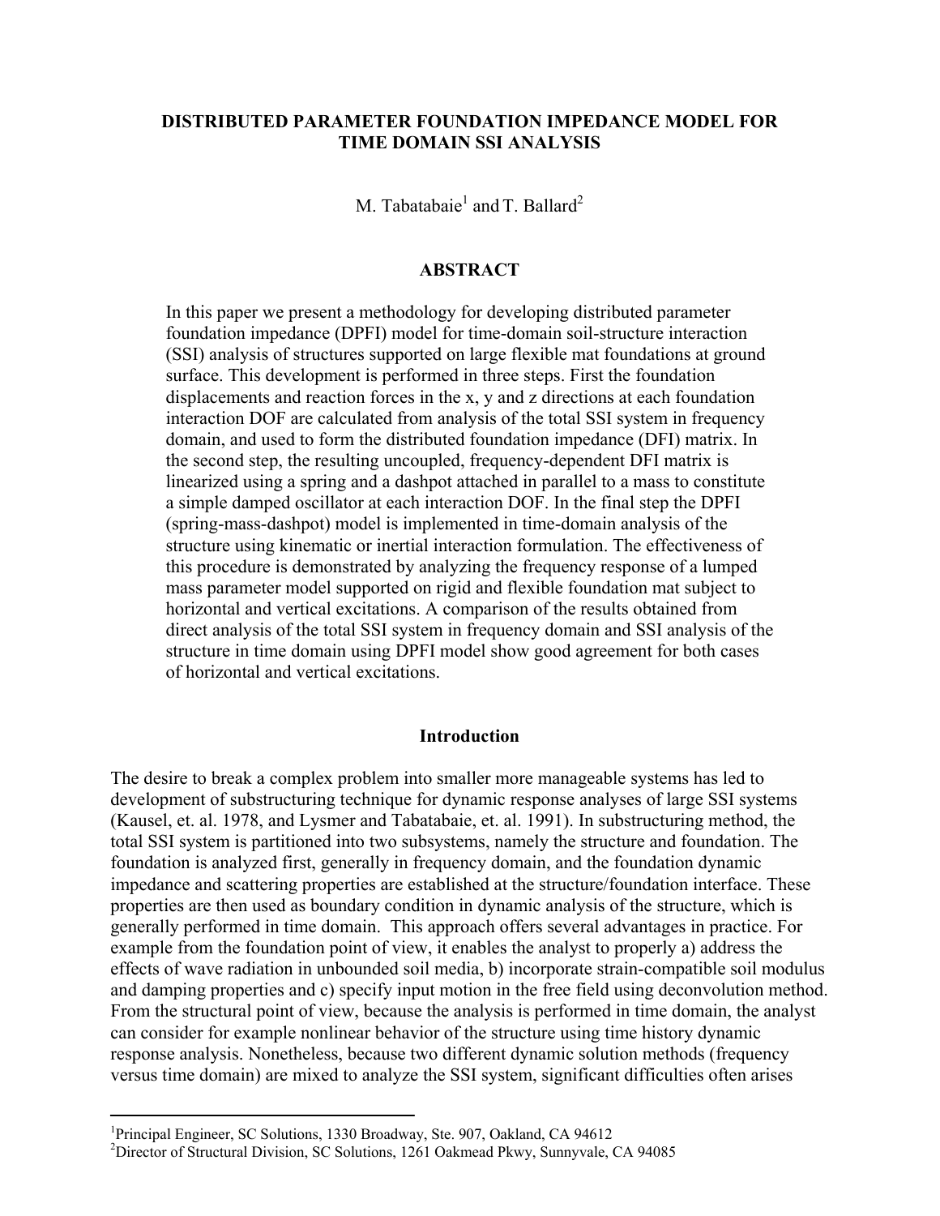# DISTRIBUTED PARAMETER FOUNDATION IMPEDANCE MODEL FOR TIME DOMAIN SSI ANALYSIS

M. Tabatabaie[1] and T. Ballard[2]

## ABSTRACT

In this paper we present a methodology for developing distributed parameter foundation impedance (DPFI) model for time-domain soil-structure interaction (SSI) analysis of structures supported on large flexible mat foundations at ground surface. This development is performed in three steps. First the foundation displacements and reaction forces in the x, y and z directions at each foundation interaction DOF are calculated from analysis of the total SSI system in frequency domain, and used to form the distributed foundation impedance (DFI) matrix. In the second step, the resulting uncoupled, frequency-dependent DFI matrix is linearized using a spring and a dashpot attached in parallel to a mass to constitute a simple damped oscillator at each interaction DOF. In the final step the DPFI (spring-mass-dashpot) model is implemented in time-domain analysis of the structure using kinematic or inertial interaction formulation. The effectiveness of this procedure is demonstrated by analyzing the frequency response of a lumped mass parameter model supported on rigid and flexible foundation mat subject to horizontal and vertical excitations. A comparison of the results obtained from direct analysis of the total SSI system in frequency domain and SSI analysis of the structure in time domain using DPFI model show good agreement for both cases of horizontal and vertical excitations.

## Introduction

The desire to break a complex problem into smaller more manageable systems has led to development of substructuring technique for dynamic response analyses of large SSI systems (Kausel, et. al. 1978, and Lysmer and Tabatabaie, et. al. 1991). In substructuring method, the total SSI system is partitioned into two subsystems, namely the structure and foundation. The foundation is analyzed first, generally in frequency domain, and the foundation dynamic impedance and scattering properties are established at the structure/foundation interface. These properties are then used as boundary condition in dynamic analysis of the structure, which is generally performed in time domain. This approach offers several advantages in practice. For example from the foundation point of view, it enables the analyst to properly a) address the effects of wave radiation in unbounded soil media, b) incorporate strain-compatible soil modulus and damping properties and c) specify input motion in the free field using deconvolution method. From the structural point of view, because the analysis is performed in time domain, the analyst can consider for example nonlinear behavior of the structure using time history dynamic response analysis. Nonetheless, because two different dynamic solution methods (frequency versus time domain) are mixed to analyze the SSI system, significant difficulties often arises

---

[1]Principal Engineer, SC Solutions, 1330 Broadway, Ste. 907, Oakland, CA 94612

[2]Director of Structural Division, SC Solutions, 1261 Oakmead Pkwy, Sunnyvale, CA 94085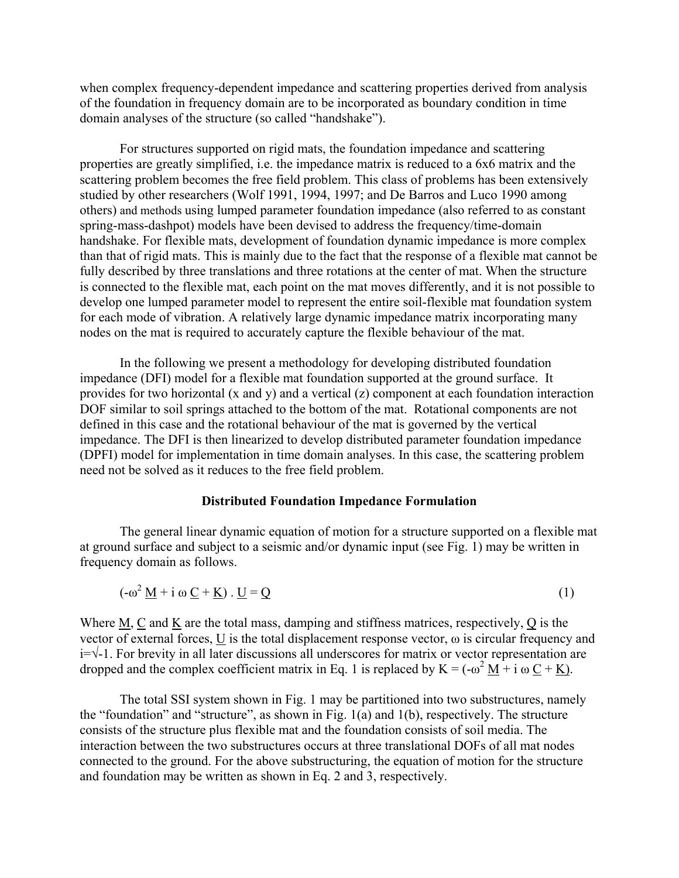when complex frequency-dependent impedance and scattering properties derived from analysis of the foundation in frequency domain are to be incorporated as boundary condition in time domain analyses of the structure (so called "handshake").

For structures supported on rigid mats, the foundation impedance and scattering properties are greatly simplified, i.e. the impedance matrix is reduced to a 6x6 matrix and the scattering problem becomes the free field problem. This class of problems has been extensively studied by other researchers (Wolf 1991, 1994, 1997; and De Barros and Luco 1990 among others) and methods using lumped parameter foundation impedance (also referred to as constant spring-mass-dashpot) models have been devised to address the frequency/time-domain handshake. For flexible mats, development of foundation dynamic impedance is more complex than that of rigid mats. This is mainly due to the fact that the response of a flexible mat cannot be fully described by three translations and three rotations at the center of mat. When the structure is connected to the flexible mat, each point on the mat moves differently, and it is not possible to develop one lumped parameter model to represent the entire soil-flexible mat foundation system for each mode of vibration. A relatively large dynamic impedance matrix incorporating many nodes on the mat is required to accurately capture the flexible behaviour of the mat.

In the following we present a methodology for developing distributed foundation impedance (DFI) model for a flexible mat foundation supported at the ground surface. It provides for two horizontal (x and y) and a vertical (z) component at each foundation interaction DOF similar to soil springs attached to the bottom of the mat. Rotational components are not defined in this case and the rotational behaviour of the mat is governed by the vertical impedance. The DFI is then linearized to develop distributed parameter foundation impedance (DPFI) model for implementation in time domain analyses. In this case, the scattering problem need not be solved as it reduces to the free field problem.

## Distributed Foundation Impedance Formulation

The general linear dynamic equation of motion for a structure supported on a flexible mat at ground surface and subject to a seismic and/or dynamic input (see Fig. 1) may be written in frequency domain as follows.

$$(-\omega^2 \underline{M} + i\,\omega\,\underline{C} + \underline{K}) \,.\, \underline{U} = \underline{Q} \tag{1}$$

Where $\underline{M}$, $\underline{C}$ and $\underline{K}$ are the total mass, damping and stiffness matrices, respectively, $\underline{Q}$ is the vector of external forces, $\underline{U}$ is the total displacement response vector, $\omega$ is circular frequency and $i=\sqrt{-1}$. For brevity in all later discussions all underscores for matrix or vector representation are dropped and the complex coefficient matrix in Eq. 1 is replaced by $K = (-\omega^2 \underline{M} + i\,\omega\,\underline{C} + \underline{K})$.

The total SSI system shown in Fig. 1 may be partitioned into two substructures, namely the "foundation" and "structure", as shown in Fig. 1(a) and 1(b), respectively. The structure consists of the structure plus flexible mat and the foundation consists of soil media. The interaction between the two substructures occurs at three translational DOFs of all mat nodes connected to the ground. For the above substructuring, the equation of motion for the structure and foundation may be written as shown in Eq. 2 and 3, respectively.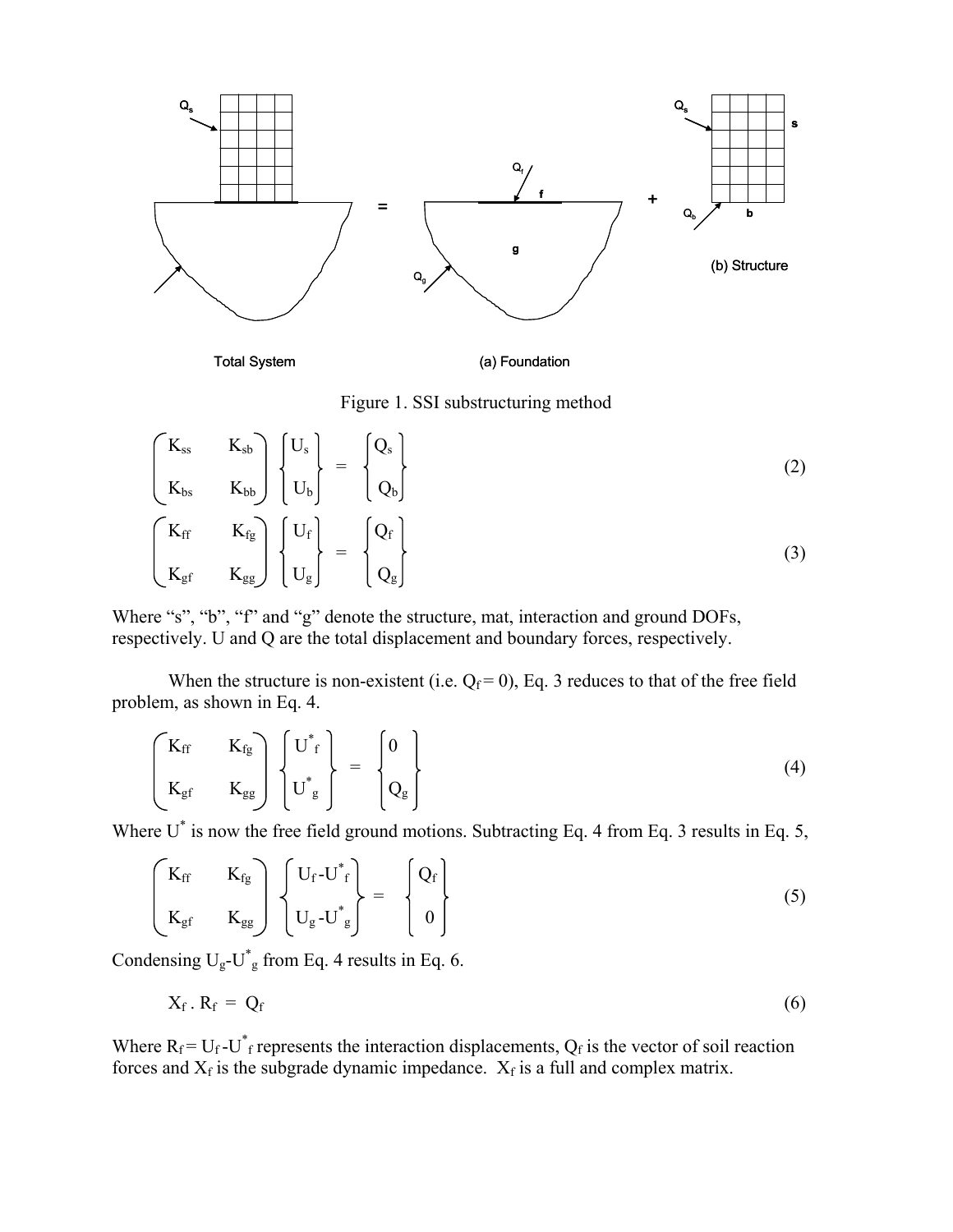Figure 1. SSI substructuring method

$$
\begin{pmatrix} K_{ss} & K_{sb} \\ K_{bs} & K_{bb} \end{pmatrix} \begin{Bmatrix} U_s \\ U_b \end{Bmatrix} = \begin{Bmatrix} Q_s \\ Q_b \end{Bmatrix} \tag{2}
$$

$$
\begin{pmatrix} K_{ff} & K_{fg} \\ K_{gf} & K_{gg} \end{pmatrix} \begin{Bmatrix} U_f \\ U_g \end{Bmatrix} = \begin{Bmatrix} Q_f \\ Q_g \end{Bmatrix} \tag{3}
$$

Where "s", "b", "f" and "g" denote the structure, mat, interaction and ground DOFs, respectively. U and Q are the total displacement and boundary forces, respectively.

When the structure is non-existent (i.e. $Q_f = 0$), Eq. 3 reduces to that of the free field problem, as shown in Eq. 4.

$$
\begin{pmatrix} K_{ff} & K_{fg} \\ K_{gf} & K_{gg} \end{pmatrix} \begin{Bmatrix} U^*_f \\ U^*_g \end{Bmatrix} = \begin{Bmatrix} 0 \\ Q_g \end{Bmatrix} \tag{4}
$$

Where $U^*$ is now the free field ground motions. Subtracting Eq. 4 from Eq. 3 results in Eq. 5,

$$
\begin{pmatrix} K_{ff} & K_{fg} \\ K_{gf} & K_{gg} \end{pmatrix} \begin{Bmatrix} U_f - U^*_f \\ U_g - U^*_g \end{Bmatrix} = \begin{Bmatrix} Q_f \\ 0 \end{Bmatrix} \tag{5}
$$

Condensing $U_g - U^*_g$ from Eq. 4 results in Eq. 6.

$$
X_f \,.\, R_f = Q_f \tag{6}
$$

Where $R_f = U_f - U^*_f$ represents the interaction displacements, $Q_f$ is the vector of soil reaction forces and $X_f$ is the subgrade dynamic impedance. $X_f$ is a full and complex matrix.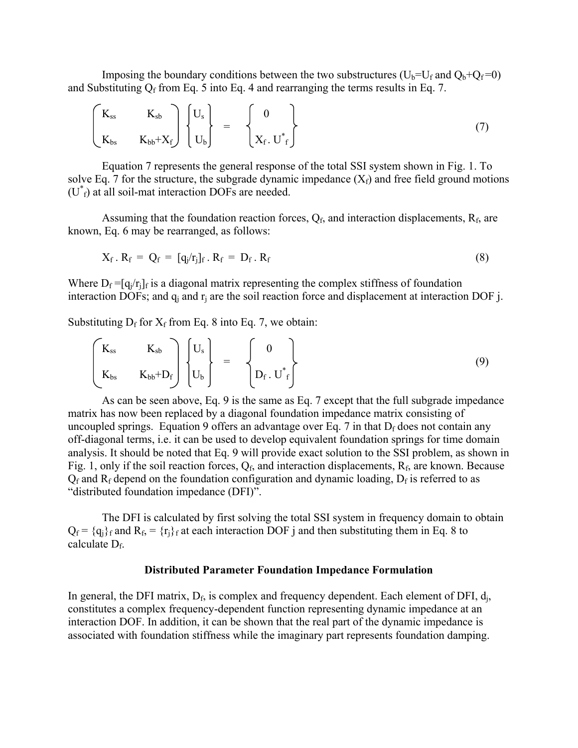Imposing the boundary conditions between the two substructures ($U_b=U_f$ and $Q_b+Q_f=0$) and Substituting $Q_f$ from Eq. 5 into Eq. 4 and rearranging the terms results in Eq. 7.

$$\begin{pmatrix} K_{ss} & K_{sb} \\ K_{bs} & K_{bb}+X_f \end{pmatrix} \begin{Bmatrix} U_s \\ U_b \end{Bmatrix} = \begin{Bmatrix} 0 \\ X_f \, . \, U^*_f \end{Bmatrix} \tag{7}$$

Equation 7 represents the general response of the total SSI system shown in Fig. 1. To solve Eq. 7 for the structure, the subgrade dynamic impedance ($X_f$) and free field ground motions ($U^*_f$) at all soil-mat interaction DOFs are needed.

Assuming that the foundation reaction forces, $Q_f$, and interaction displacements, $R_f$, are known, Eq. 6 may be rearranged, as follows:

$$X_f \, . \, R_f \; = \; Q_f \; = \; [q_j/r_j]_f \, . \, R_f \; = \; D_f \, . \, R_f \tag{8}$$

Where $D_f = [q_j/r_j]_f$ is a diagonal matrix representing the complex stiffness of foundation interaction DOFs; and $q_j$ and $r_j$ are the soil reaction force and displacement at interaction DOF j.

Substituting $D_f$ for $X_f$ from Eq. 8 into Eq. 7, we obtain:

$$\begin{pmatrix} K_{ss} & K_{sb} \\ K_{bs} & K_{bb}+D_f \end{pmatrix} \begin{Bmatrix} U_s \\ U_b \end{Bmatrix} = \begin{Bmatrix} 0 \\ D_f \, . \, U^*_f \end{Bmatrix} \tag{9}$$

As can be seen above, Eq. 9 is the same as Eq. 7 except that the full subgrade impedance matrix has now been replaced by a diagonal foundation impedance matrix consisting of uncoupled springs. Equation 9 offers an advantage over Eq. 7 in that $D_f$ does not contain any off-diagonal terms, i.e. it can be used to develop equivalent foundation springs for time domain analysis. It should be noted that Eq. 9 will provide exact solution to the SSI problem, as shown in Fig. 1, only if the soil reaction forces, $Q_f$, and interaction displacements, $R_f$, are known. Because $Q_f$ and $R_f$ depend on the foundation configuration and dynamic loading, $D_f$ is referred to as "distributed foundation impedance (DFI)".

The DFI is calculated by first solving the total SSI system in frequency domain to obtain $Q_f = \{q_j\}_f$ and $R_f, = \{r_j\}_f$ at each interaction DOF j and then substituting them in Eq. 8 to calculate $D_f$.

**Distributed Parameter Foundation Impedance Formulation**

In general, the DFI matrix, $D_f$, is complex and frequency dependent. Each element of DFI, $d_j$, constitutes a complex frequency-dependent function representing dynamic impedance at an interaction DOF. In addition, it can be shown that the real part of the dynamic impedance is associated with foundation stiffness while the imaginary part represents foundation damping.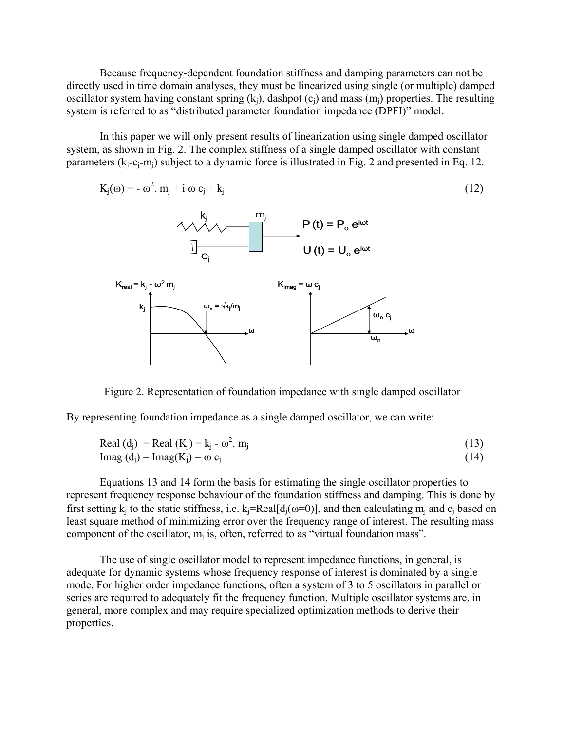Because frequency-dependent foundation stiffness and damping parameters can not be directly used in time domain analyses, they must be linearized using single (or multiple) damped oscillator system having constant spring ($k_j$), dashpot ($c_j$) and mass ($m_j$) properties. The resulting system is referred to as "distributed parameter foundation impedance (DPFI)" model.

In this paper we will only present results of linearization using single damped oscillator system, as shown in Fig. 2. The complex stiffness of a single damped oscillator with constant parameters ($k_j$-$c_j$-$m_j$) subject to a dynamic force is illustrated in Fig. 2 and presented in Eq. 12.

$$K_j(\omega) = -\omega^2 .\, m_j + i\,\omega\, c_j + k_j \tag{12}$$

Figure 2. Representation of foundation impedance with single damped oscillator

By representing foundation impedance as a single damped oscillator, we can write:

$$\text{Real}(d_j) = \text{Real}(K_j) = k_j - \omega^2 .\, m_j \tag{13}$$

$$\text{Imag}(d_j) = \text{Imag}(K_j) = \omega\, c_j \tag{14}$$

Equations 13 and 14 form the basis for estimating the single oscillator properties to represent frequency response behaviour of the foundation stiffness and damping. This is done by first setting $k_j$ to the static stiffness, i.e. $k_j$=Real[$d_j(\omega=0)$], and then calculating $m_j$ and $c_j$ based on least square method of minimizing error over the frequency range of interest. The resulting mass component of the oscillator, $m_j$ is, often, referred to as "virtual foundation mass".

The use of single oscillator model to represent impedance functions, in general, is adequate for dynamic systems whose frequency response of interest is dominated by a single mode. For higher order impedance functions, often a system of 3 to 5 oscillators in parallel or series are required to adequately fit the frequency function. Multiple oscillator systems are, in general, more complex and may require specialized optimization methods to derive their properties.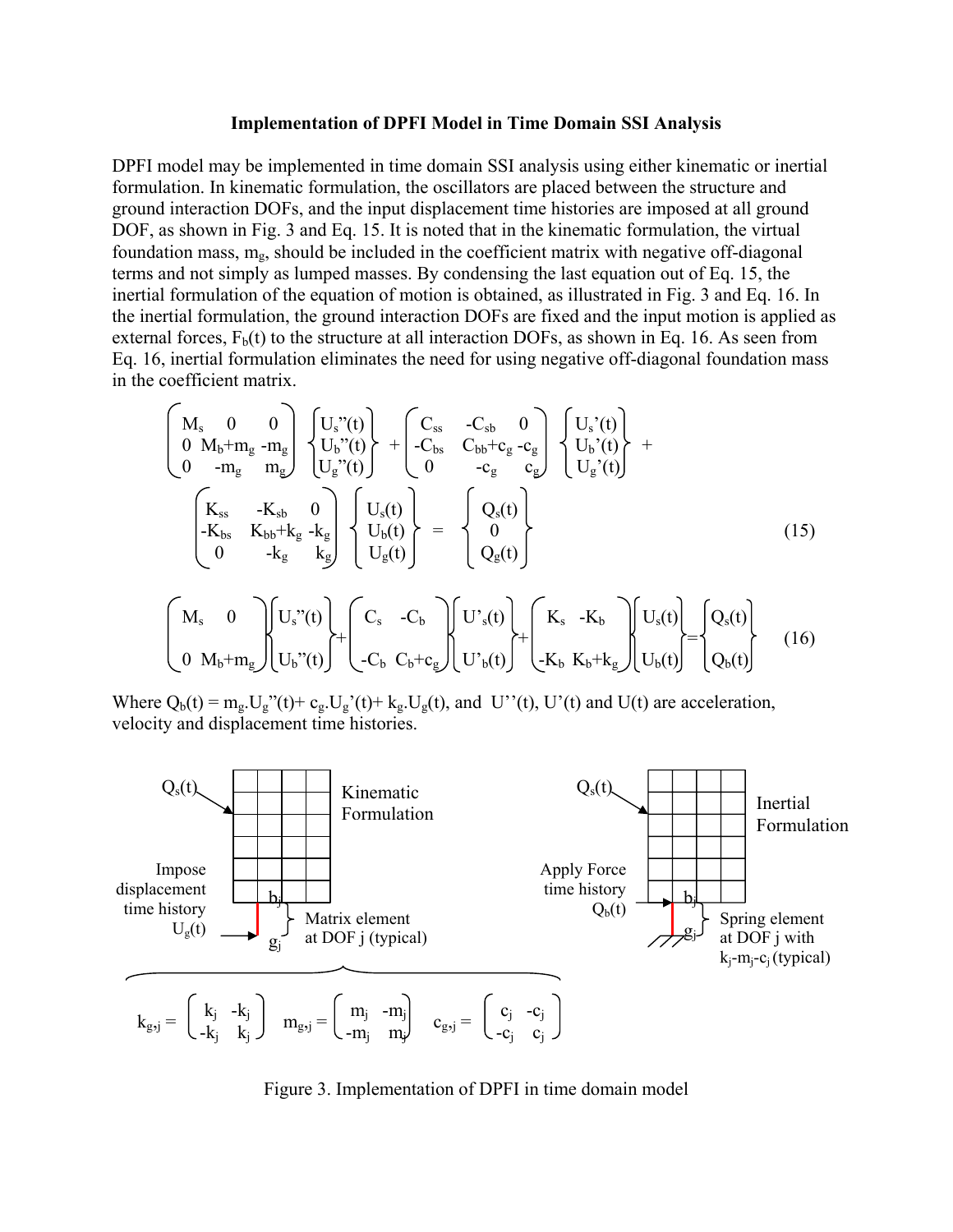**Implementation of DPFI Model in Time Domain SSI Analysis**

DPFI model may be implemented in time domain SSI analysis using either kinematic or inertial formulation. In kinematic formulation, the oscillators are placed between the structure and ground interaction DOFs, and the input displacement time histories are imposed at all ground DOF, as shown in Fig. 3 and Eq. 15. It is noted that in the kinematic formulation, the virtual foundation mass, $m_g$, should be included in the coefficient matrix with negative off-diagonal terms and not simply as lumped masses. By condensing the last equation out of Eq. 15, the inertial formulation of the equation of motion is obtained, as illustrated in Fig. 3 and Eq. 16. In the inertial formulation, the ground interaction DOFs are fixed and the input motion is applied as external forces, $F_b(t)$ to the structure at all interaction DOFs, as shown in Eq. 16. As seen from Eq. 16, inertial formulation eliminates the need for using negative off-diagonal foundation mass in the coefficient matrix.

$$
\begin{pmatrix} M_s & 0 & 0 \\ 0 & M_b+m_g & -m_g \\ 0 & -m_g & m_g \end{pmatrix} \begin{Bmatrix} U_s''(t) \\ U_b''(t) \\ U_g''(t) \end{Bmatrix} + \begin{pmatrix} C_{ss} & -C_{sb} & 0 \\ -C_{bs} & C_{bb}+c_g & -c_g \\ 0 & -c_g & c_g \end{pmatrix} \begin{Bmatrix} U_s'(t) \\ U_b'(t) \\ U_g'(t) \end{Bmatrix} + \begin{pmatrix} K_{ss} & -K_{sb} & 0 \\ -K_{bs} & K_{bb}+k_g & -k_g \\ 0 & -k_g & k_g \end{pmatrix} \begin{Bmatrix} U_s(t) \\ U_b(t) \\ U_g(t) \end{Bmatrix} = \begin{Bmatrix} Q_s(t) \\ 0 \\ Q_g(t) \end{Bmatrix} \tag{15}
$$

$$
\begin{pmatrix} M_s & 0 \\ 0 & M_b+m_g \end{pmatrix} \begin{Bmatrix} U_s''(t) \\ U_b''(t) \end{Bmatrix} + \begin{pmatrix} C_s & -C_b \\ -C_b & C_b+c_g \end{pmatrix} \begin{Bmatrix} U'_s(t) \\ U'_b(t) \end{Bmatrix} + \begin{pmatrix} K_s & -K_b \\ -K_b & K_b+k_g \end{pmatrix} \begin{Bmatrix} U_s(t) \\ U_b(t) \end{Bmatrix} = \begin{Bmatrix} Q_s(t) \\ Q_b(t) \end{Bmatrix} \tag{16}
$$

Where $Q_b(t) = m_g.U_g''(t)+ c_g.U_g'(t)+ k_g.U_g(t)$, and $U''(t)$, $U'(t)$ and $U(t)$ are acceleration, velocity and displacement time histories.

Kinematic Formulation: $Q_s(t)$; Impose displacement time history $U_g(t)$; $b_j$, $g_j$: Matrix element at DOF j (typical)

Inertial Formulation: $Q_s(t)$; Apply Force time history $Q_b(t)$; $b_j$, $g_j$: Spring element at DOF j with $k_j$-$m_j$-$c_j$ (typical)

$$
k_{g,j} = \begin{pmatrix} k_j & -k_j \\ -k_j & k_j \end{pmatrix} \quad m_{g,j} = \begin{pmatrix} m_j & -m_j \\ -m_j & m_j \end{pmatrix} \quad c_{g,j} = \begin{pmatrix} c_j & -c_j \\ -c_j & c_j \end{pmatrix}
$$

Figure 3. Implementation of DPFI in time domain model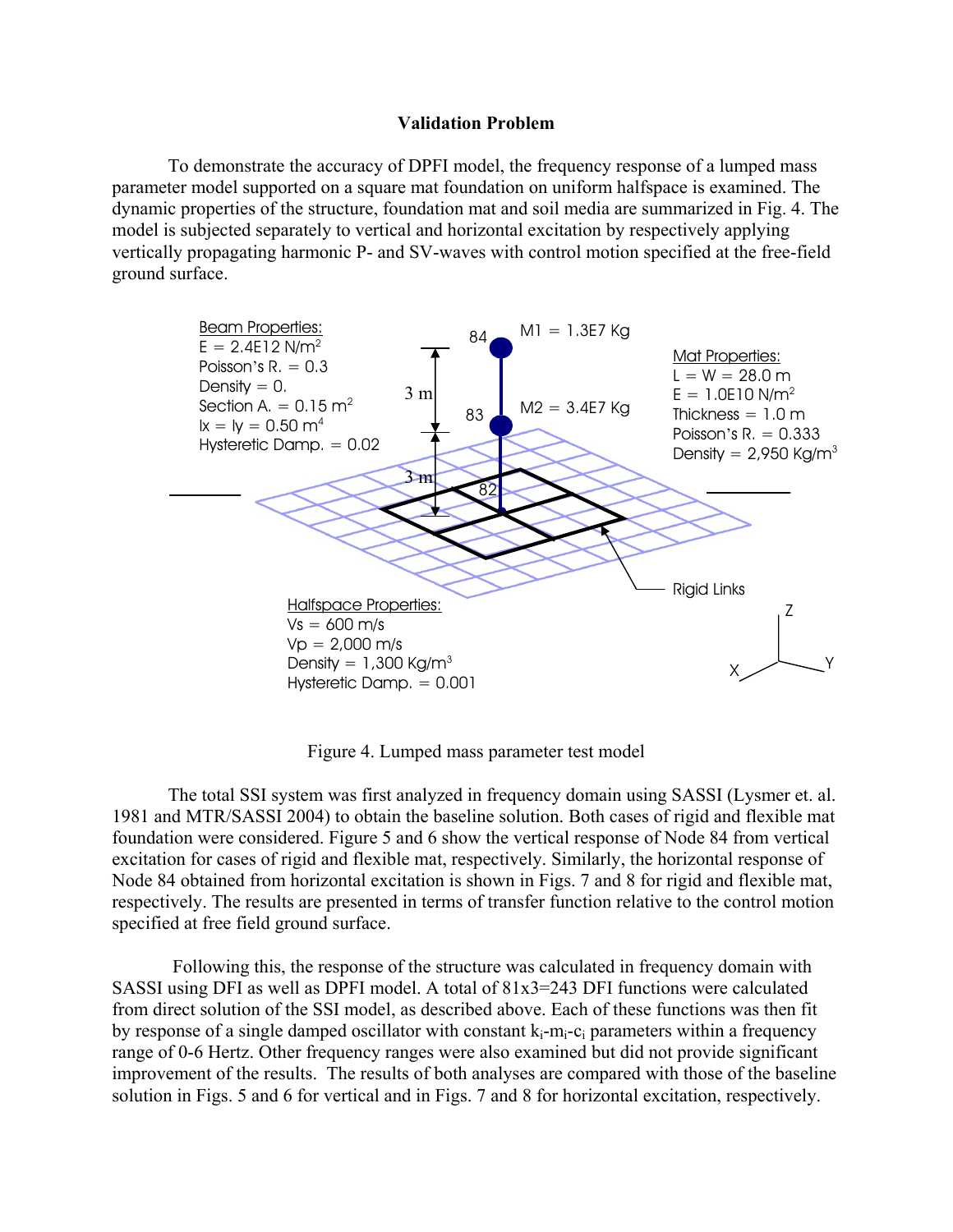**Validation Problem**

To demonstrate the accuracy of DPFI model, the frequency response of a lumped mass parameter model supported on a square mat foundation on uniform halfspace is examined. The dynamic properties of the structure, foundation mat and soil media are summarized in Fig. 4. The model is subjected separately to vertical and horizontal excitation by respectively applying vertically propagating harmonic P- and SV-waves with control motion specified at the free-field ground surface.

Beam Properties:
E = 2.4E12 N/m$^2$
Poisson's R. = 0.3
Density = 0.
Section A. = 0.15 m$^2$
Ix = Iy = 0.50 m$^4$
Hysteretic Damp. = 0.02

M1 = 1.3E7 Kg (Node 84)
M2 = 3.4E7 Kg (Node 83)
Node 82; 3 m; 3 m

Mat Properties:
L = W = 28.0 m
E = 1.0E10 N/m$^2$
Thickness = 1.0 m
Poisson's R. = 0.333
Density = 2,950 Kg/m$^3$

Rigid Links

Halfspace Properties:
Vs = 600 m/s
Vp = 2,000 m/s
Density = 1,300 Kg/m$^3$
Hysteretic Damp. = 0.001

Figure 4. Lumped mass parameter test model

The total SSI system was first analyzed in frequency domain using SASSI (Lysmer et. al. 1981 and MTR/SASSI 2004) to obtain the baseline solution. Both cases of rigid and flexible mat foundation were considered. Figure 5 and 6 show the vertical response of Node 84 from vertical excitation for cases of rigid and flexible mat, respectively. Similarly, the horizontal response of Node 84 obtained from horizontal excitation is shown in Figs. 7 and 8 for rigid and flexible mat, respectively. The results are presented in terms of transfer function relative to the control motion specified at free field ground surface.

Following this, the response of the structure was calculated in frequency domain with SASSI using DFI as well as DPFI model. A total of 81x3=243 DFI functions were calculated from direct solution of the SSI model, as described above. Each of these functions was then fit by response of a single damped oscillator with constant $k_i$-$m_i$-$c_i$ parameters within a frequency range of 0-6 Hertz. Other frequency ranges were also examined but did not provide significant improvement of the results. The results of both analyses are compared with those of the baseline solution in Figs. 5 and 6 for vertical and in Figs. 7 and 8 for horizontal excitation, respectively.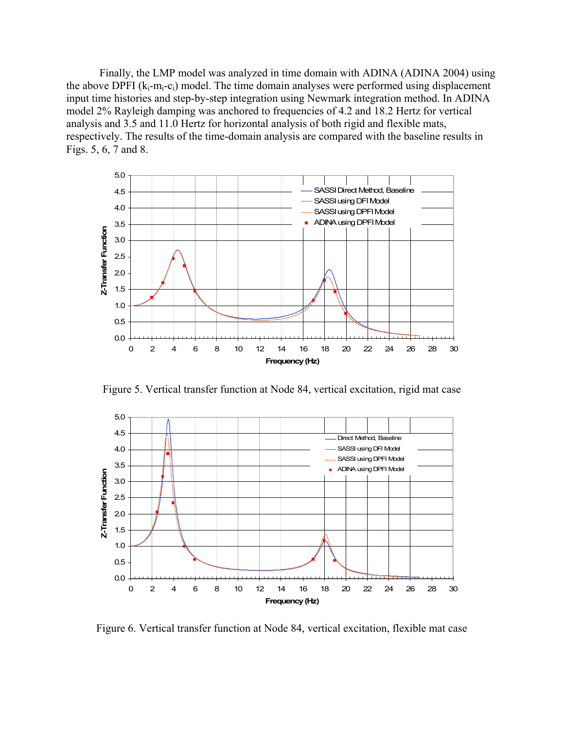Finally, the LMP model was analyzed in time domain with ADINA (ADINA 2004) using the above DPFI ($k_i$-$m_i$-$c_i$) model. The time domain analyses were performed using displacement input time histories and step-by-step integration using Newmark integration method. In ADINA model 2% Rayleigh damping was anchored to frequencies of 4.2 and 18.2 Hertz for vertical analysis and 3.5 and 11.0 Hertz for horizontal analysis of both rigid and flexible mats, respectively. The results of the time-domain analysis are compared with the baseline results in Figs. 5, 6, 7 and 8.

Figure 5. Vertical transfer function at Node 84, vertical excitation, rigid mat case

Figure 6. Vertical transfer function at Node 84, vertical excitation, flexible mat case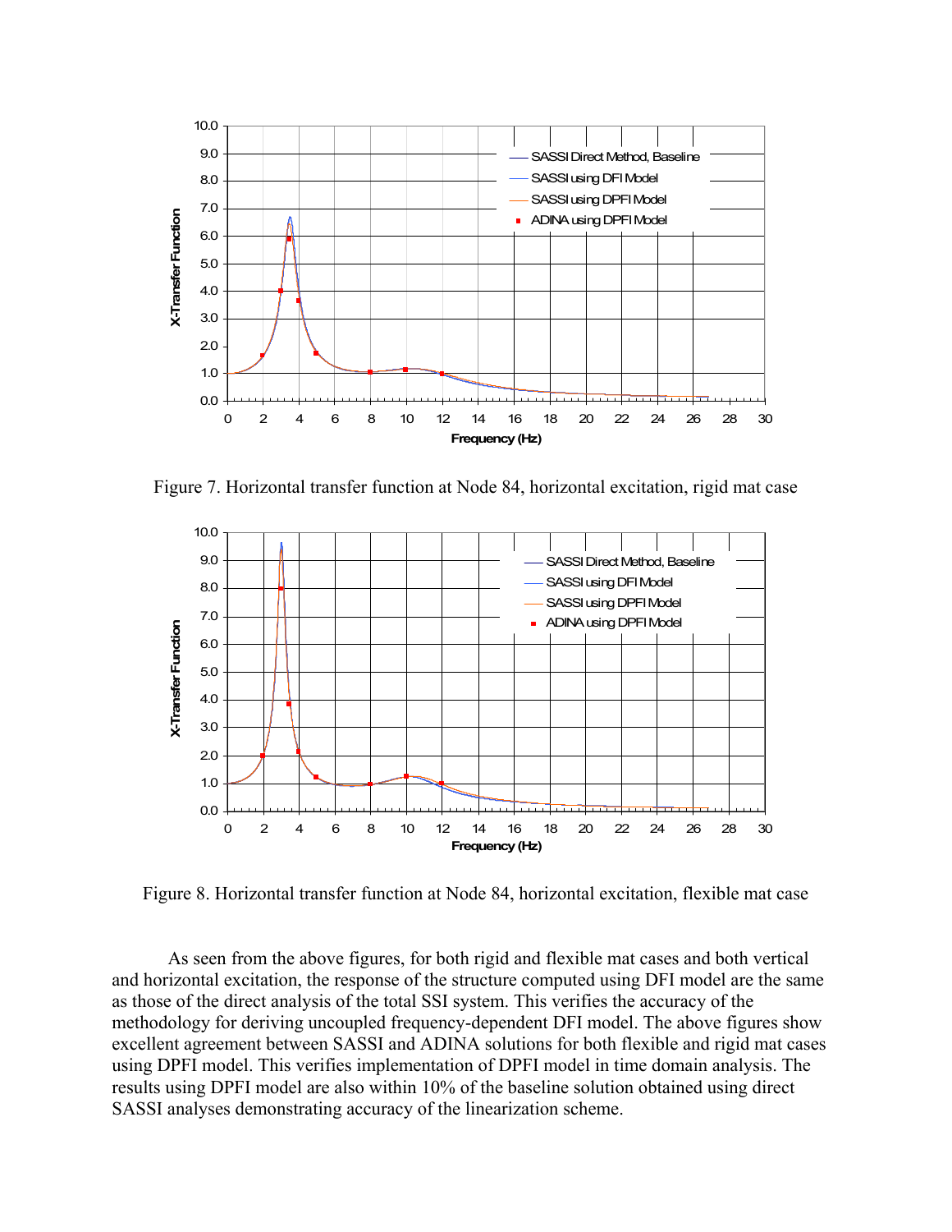Figure 7. Horizontal transfer function at Node 84, horizontal excitation, rigid mat case

Figure 8. Horizontal transfer function at Node 84, horizontal excitation, flexible mat case

As seen from the above figures, for both rigid and flexible mat cases and both vertical and horizontal excitation, the response of the structure computed using DFI model are the same as those of the direct analysis of the total SSI system. This verifies the accuracy of the methodology for deriving uncoupled frequency-dependent DFI model. The above figures show excellent agreement between SASSI and ADINA solutions for both flexible and rigid mat cases using DPFI model. This verifies implementation of DPFI model in time domain analysis. The results using DPFI model are also within 10% of the baseline solution obtained using direct SASSI analyses demonstrating accuracy of the linearization scheme.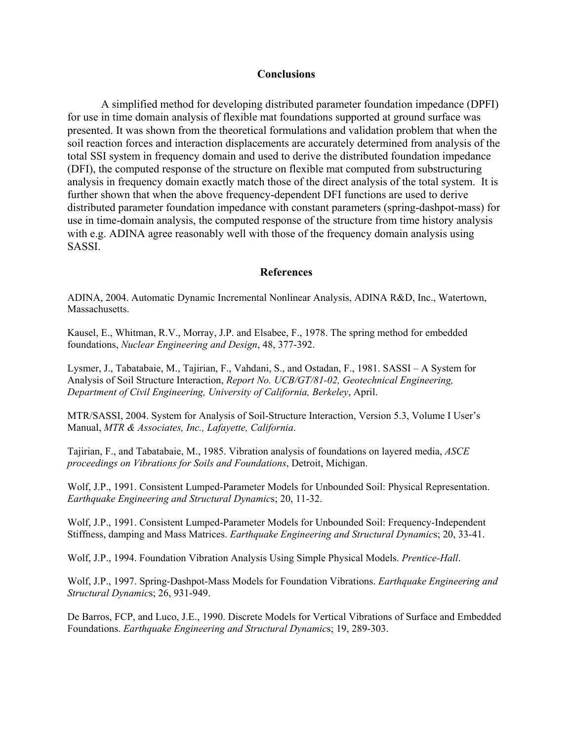## Conclusions

A simplified method for developing distributed parameter foundation impedance (DPFI) for use in time domain analysis of flexible mat foundations supported at ground surface was presented. It was shown from the theoretical formulations and validation problem that when the soil reaction forces and interaction displacements are accurately determined from analysis of the total SSI system in frequency domain and used to derive the distributed foundation impedance (DFI), the computed response of the structure on flexible mat computed from substructuring analysis in frequency domain exactly match those of the direct analysis of the total system. It is further shown that when the above frequency-dependent DFI functions are used to derive distributed parameter foundation impedance with constant parameters (spring-dashpot-mass) for use in time-domain analysis, the computed response of the structure from time history analysis with e.g. ADINA agree reasonably well with those of the frequency domain analysis using SASSI.

## References

ADINA, 2004. Automatic Dynamic Incremental Nonlinear Analysis, ADINA R&D, Inc., Watertown, Massachusetts.

Kausel, E., Whitman, R.V., Morray, J.P. and Elsabee, F., 1978. The spring method for embedded foundations, *Nuclear Engineering and Design*, 48, 377-392.

Lysmer, J., Tabatabaie, M., Tajirian, F., Vahdani, S., and Ostadan, F., 1981. SASSI – A System for Analysis of Soil Structure Interaction, *Report No. UCB/GT/81-02, Geotechnical Engineering, Department of Civil Engineering, University of California, Berkeley*, April.

MTR/SASSI, 2004. System for Analysis of Soil-Structure Interaction, Version 5.3, Volume I User's Manual, *MTR & Associates, Inc., Lafayette, California*.

Tajirian, F., and Tabatabaie, M., 1985. Vibration analysis of foundations on layered media, *ASCE proceedings on Vibrations for Soils and Foundations*, Detroit, Michigan.

Wolf, J.P., 1991. Consistent Lumped-Parameter Models for Unbounded Soil: Physical Representation. *Earthquake Engineering and Structural Dynamics*; 20, 11-32.

Wolf, J.P., 1991. Consistent Lumped-Parameter Models for Unbounded Soil: Frequency-Independent Stiffness, damping and Mass Matrices. *Earthquake Engineering and Structural Dynamics*; 20, 33-41.

Wolf, J.P., 1994. Foundation Vibration Analysis Using Simple Physical Models. *Prentice-Hall*.

Wolf, J.P., 1997. Spring-Dashpot-Mass Models for Foundation Vibrations. *Earthquake Engineering and Structural Dynamics*; 26, 931-949.

De Barros, FCP, and Luco, J.E., 1990. Discrete Models for Vertical Vibrations of Surface and Embedded Foundations. *Earthquake Engineering and Structural Dynamics*; 19, 289-303.